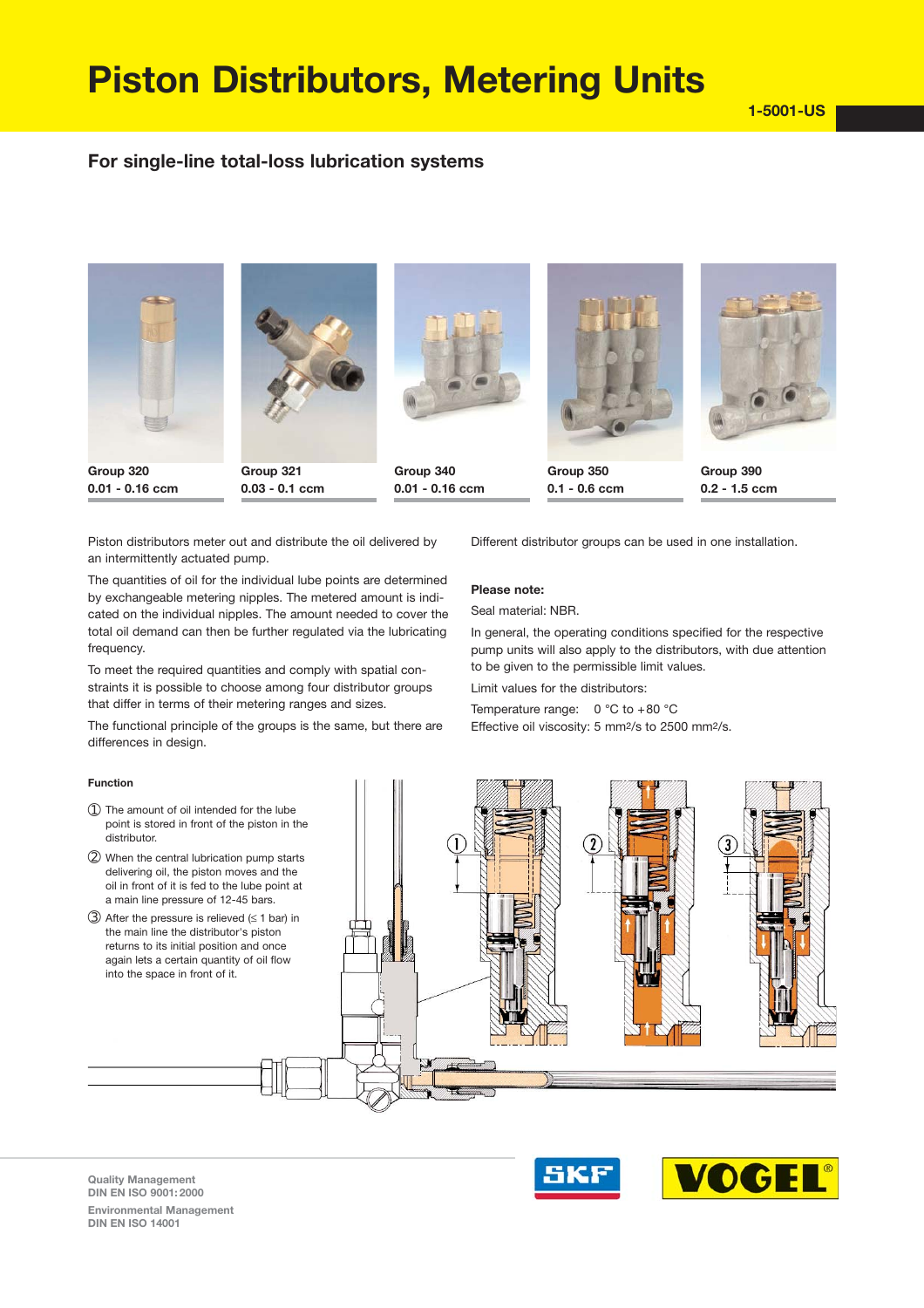# Piston Distributors, Metering Units

1-5001-US

## For single-line total-loss lubrication systems

**Group 320**
**0.01 - 0.16 ccm**

**Group 321**
**0.03 - 0.1 ccm**

**Group 340**
**0.01 - 0.16 ccm**

**Group 350**
**0.1 - 0.6 ccm**

**Group 390**
**0.2 - 1.5 ccm**

Piston distributors meter out and distribute the oil delivered by an intermittently actuated pump.

The quantities of oil for the individual lube points are determined by exchangeable metering nipples. The metered amount is indicated on the individual nipples. The amount needed to cover the total oil demand can then be further regulated via the lubricating frequency.

To meet the required quantities and comply with spatial constraints it is possible to choose among four distributor groups that differ in terms of their metering ranges and sizes.

The functional principle of the groups is the same, but there are differences in design.

Different distributor groups can be used in one installation.

**Please note:**

Seal material: NBR.

In general, the operating conditions specified for the respective pump units will also apply to the distributors, with due attention to be given to the permissible limit values.

Limit values for the distributors:

Temperature range: 0 °C to +80 °C
Effective oil viscosity: 5 mm²/s to 2500 mm²/s.

**Function**

① The amount of oil intended for the lube point is stored in front of the piston in the distributor.

② When the central lubrication pump starts delivering oil, the piston moves and the oil in front of it is fed to the lube point at a main line pressure of 12-45 bars.

③ After the pressure is relieved (≤ 1 bar) in the main line the distributor's piston returns to its initial position and once again lets a certain quantity of oil flow into the space in front of it.

Quality Management
DIN EN ISO 9001: 2000

Environmental Management
DIN EN ISO 14001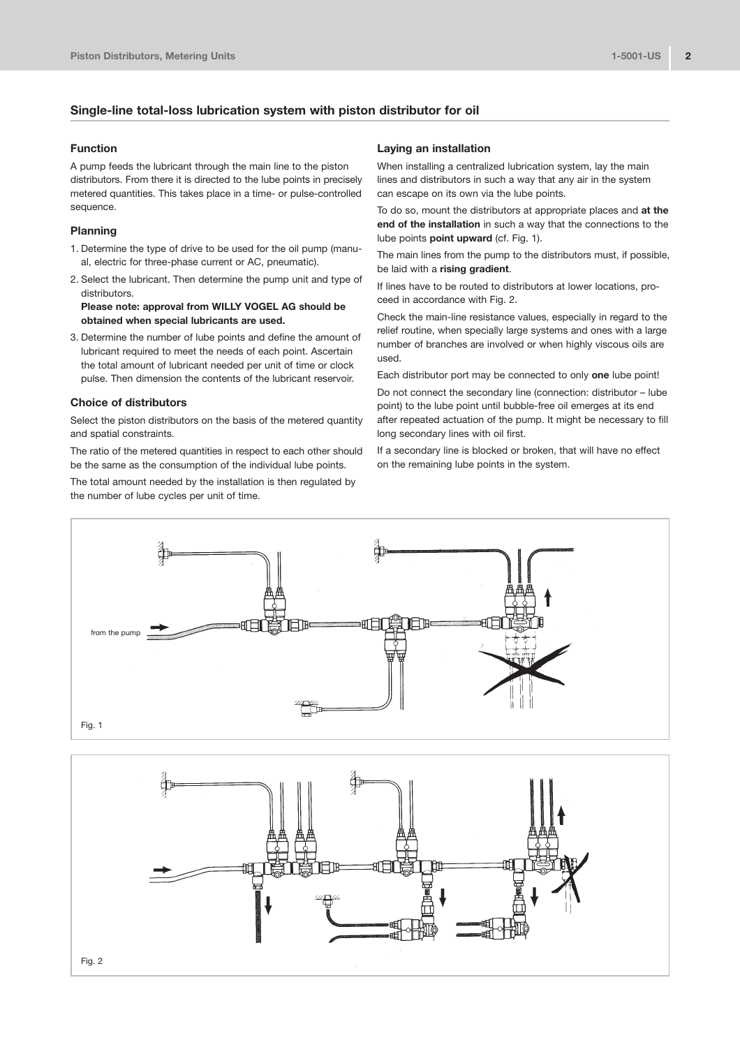## Single-line total-loss lubrication system with piston distributor for oil

### Function

A pump feeds the lubricant through the main line to the piston distributors. From there it is directed to the lube points in precisely metered quantities. This takes place in a time- or pulse-controlled sequence.

### Planning

1. Determine the type of drive to be used for the oil pump (manual, electric for three-phase current or AC, pneumatic).
2. Select the lubricant. Then determine the pump unit and type of distributors.
   **Please note: approval from WILLY VOGEL AG should be obtained when special lubricants are used.**
3. Determine the number of lube points and define the amount of lubricant required to meet the needs of each point. Ascertain the total amount of lubricant needed per unit of time or clock pulse. Then dimension the contents of the lubricant reservoir.

### Choice of distributors

Select the piston distributors on the basis of the metered quantity and spatial constraints.

The ratio of the metered quantities in respect to each other should be the same as the consumption of the individual lube points.

The total amount needed by the installation is then regulated by the number of lube cycles per unit of time.

### Laying an installation

When installing a centralized lubrication system, lay the main lines and distributors in such a way that any air in the system can escape on its own via the lube points.

To do so, mount the distributors at appropriate places and **at the end of the installation** in such a way that the connections to the lube points **point upward** (cf. Fig. 1).

The main lines from the pump to the distributors must, if possible, be laid with a **rising gradient**.

If lines have to be routed to distributors at lower locations, proceed in accordance with Fig. 2.

Check the main-line resistance values, especially in regard to the relief routine, when specially large systems and ones with a large number of branches are involved or when highly viscous oils are used.

Each distributor port may be connected to only **one** lube point!

Do not connect the secondary line (connection: distributor – lube point) to the lube point until bubble-free oil emerges at its end after repeated actuation of the pump. It might be necessary to fill long secondary lines with oil first.

If a secondary line is blocked or broken, that will have no effect on the remaining lube points in the system.

from the pump

Fig. 1

Fig. 2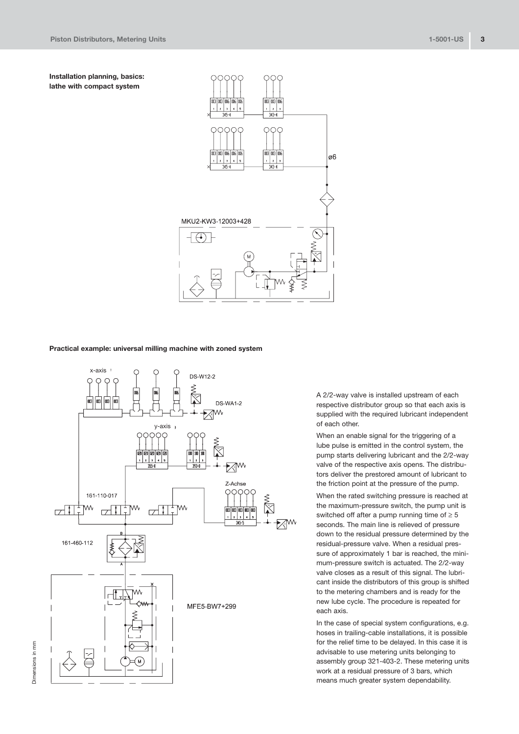**Installation planning, basics: lathe with compact system**

MKU2-KW3-12003+428

**Practical example: universal milling machine with zoned system**

x-axis

DS-W12-2

DS-WA1-2

y-axis

Z-Achse

161-110-017

161-460-112

MFE5-BW7+299

A 2/2-way valve is installed upstream of each respective distributor group so that each axis is supplied with the required lubricant independent of each other.

When an enable signal for the triggering of a lube pulse is emitted in the control system, the pump starts delivering lubricant and the 2/2-way valve of the respective axis opens. The distributors deliver the prestored amount of lubricant to the friction point at the pressure of the pump.

When the rated switching pressure is reached at the maximum-pressure switch, the pump unit is switched off after a pump running time of ≥ 5 seconds. The main line is relieved of pressure down to the residual pressure determined by the residual-pressure valve. When a residual pressure of approximately 1 bar is reached, the minimum-pressure switch is actuated. The 2/2-way valve closes as a result of this signal. The lubricant inside the distributors of this group is shifted to the metering chambers and is ready for the new lube cycle. The procedure is repeated for each axis.

In the case of special system configurations, e.g. hoses in trailing-cable installations, it is possible for the relief time to be delayed. In this case it is advisable to use metering units belonging to assembly group 321-403-2. These metering units work at a residual pressure of 3 bars, which means much greater system dependability.

Dimensions in mm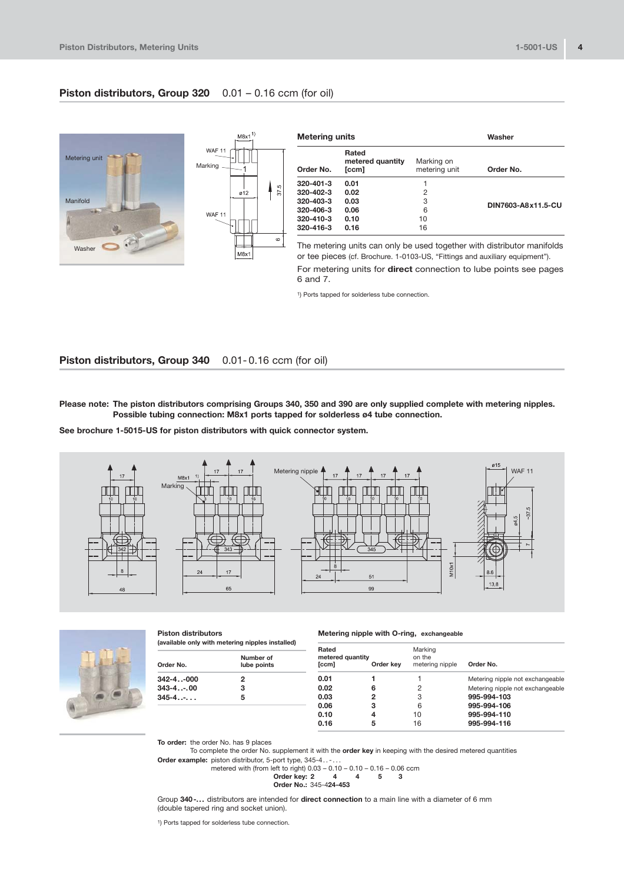## Piston distributors, Group 320   0.01 – 0.16 ccm (for oil)

| Metering units | | | Washer |
|---|---|---|---|
| Order No. | Rated metered quantity [ccm] | Marking on metering unit | Order No. |
| 320-401-3 | 0.01 | 1 | DIN7603-A8x11.5-CU |
| 320-402-3 | 0.02 | 2 | |
| 320-403-3 | 0.03 | 3 | |
| 320-406-3 | 0.06 | 6 | |
| 320-410-3 | 0.10 | 10 | |
| 320-416-3 | 0.16 | 16 | |

The metering units can only be used together with distributor manifolds or tee pieces (cf. Brochure. 1-0103-US, "Fittings and auxiliary equipment").

For metering units for **direct** connection to lube points see pages 6 and 7.

[1] Ports tapped for solderless tube connection.

## Piston distributors, Group 340   0.01 - 0.16 ccm (for oil)

**Please note: The piston distributors comprising Groups 340, 350 and 390 are only supplied complete with metering nipples. Possible tubing connection: M8x1 ports tapped for solderless ø4 tube connection.**

**See brochure 1-5015-US for piston distributors with quick connector system.**

**Piston distributors**
**(available only with metering nipples installed)**

| Order No. | Number of lube points |
|---|---|
| **342-4. .-000** | **2** |
| **343-4. .-.00** | **3** |
| **345-4. .-. . .** | **5** |

**Metering nipple with O-ring, exchangeable**

| Rated metered quantity [ccm] | Order key | Marking on the metering nipple | Order No. |
|---|---|---|---|
| **0.01** | **1** | 1 | Metering nipple not exchangeable |
| **0.02** | **6** | 2 | Metering nipple not exchangeable |
| **0.03** | **2** | 3 | **995-994-103** |
| **0.06** | **3** | 6 | **995-994-106** |
| **0.10** | **4** | 10 | **995-994-110** |
| **0.16** | **5** | 16 | **995-994-116** |

**To order:** the order No. has 9 places
To complete the order No. supplement it with the **order key** in keeping with the desired metered quantities

**Order example:** piston distributor, 5-port type, 345-4. . -. . .
metered with (from left to right) 0.03 – 0.10 – 0.10 – 0.16 – 0.06 ccm
**Order key: 2 4 4 5 3**
**Order No.:** 345-4**24-453**

Group **340-. . .** distributors are intended for **direct connection** to a main line with a diameter of 6 mm (double tapered ring and socket union).

[1] Ports tapped for solderless tube connection.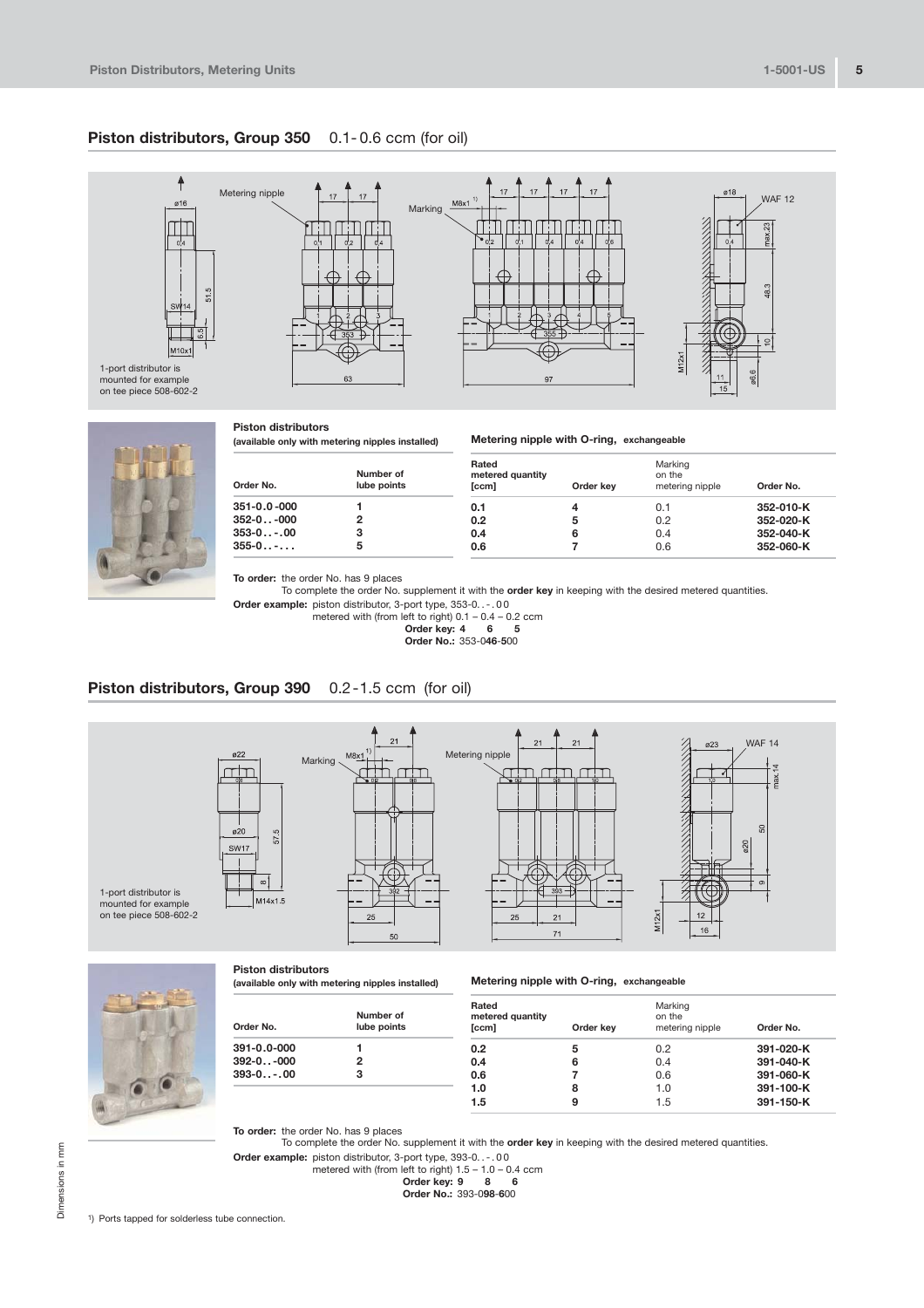## Piston distributors, Group 350 0.1- 0.6 ccm (for oil)

1-port distributor is mounted for example on tee piece 508-602-2

**Piston distributors**
**(available only with metering nipples installed)**

| Order No. | Number of lube points |
|---|---|
| **351-0.0-000** | **1** |
| **352-0. . -000** | **2** |
| **353-0. . - . 00** | **3** |
| **355-0. . - . . .** | **5** |

**Metering nipple with O-ring, exchangeable**

| Rated metered quantity [ccm] | Order key | Marking on the metering nipple | Order No. |
|---|---|---|---|
| **0.1** | **4** | 0.1 | **352-010-K** |
| **0.2** | **5** | 0.2 | **352-020-K** |
| **0.4** | **6** | 0.4 | **352-040-K** |
| **0.6** | **7** | 0.6 | **352-060-K** |

**To order:** the order No. has 9 places
To complete the order No. supplement it with the **order key** in keeping with the desired metered quantities.

**Order example:** piston distributor, 3-port type, 353-0. . - . 00
metered with (from left to right) 0.1 – 0.4 – 0.2 ccm
**Order key: 4 6 5**
**Order No.:** 353-0**46**-**5**00

## Piston distributors, Group 390 0.2 -1.5 ccm (for oil)

1-port distributor is mounted for example on tee piece 508-602-2

**Piston distributors**
**(available only with metering nipples installed)**

| Order No. | Number of lube points |
|---|---|
| **391-0.0-000** | **1** |
| **392-0. . -000** | **2** |
| **393-0. . - . 00** | **3** |

**Metering nipple with O-ring, exchangeable**

| Rated metered quantity [ccm] | Order key | Marking on the metering nipple | Order No. |
|---|---|---|---|
| **0.2** | **5** | 0.2 | **391-020-K** |
| **0.4** | **6** | 0.4 | **391-040-K** |
| **0.6** | **7** | 0.6 | **391-060-K** |
| **1.0** | **8** | 1.0 | **391-100-K** |
| **1.5** | **9** | 1.5 | **391-150-K** |

**To order:** the order No. has 9 places
To complete the order No. supplement it with the **order key** in keeping with the desired metered quantities.

**Order example:** piston distributor, 3-port type, 393-0. . - . 00
metered with (from left to right) 1.5 – 1.0 – 0.4 ccm
**Order key: 9 8 6**
**Order No.:** 393-0**98**-**6**00

Dimensions in mm

[1]) Ports tapped for solderless tube connection.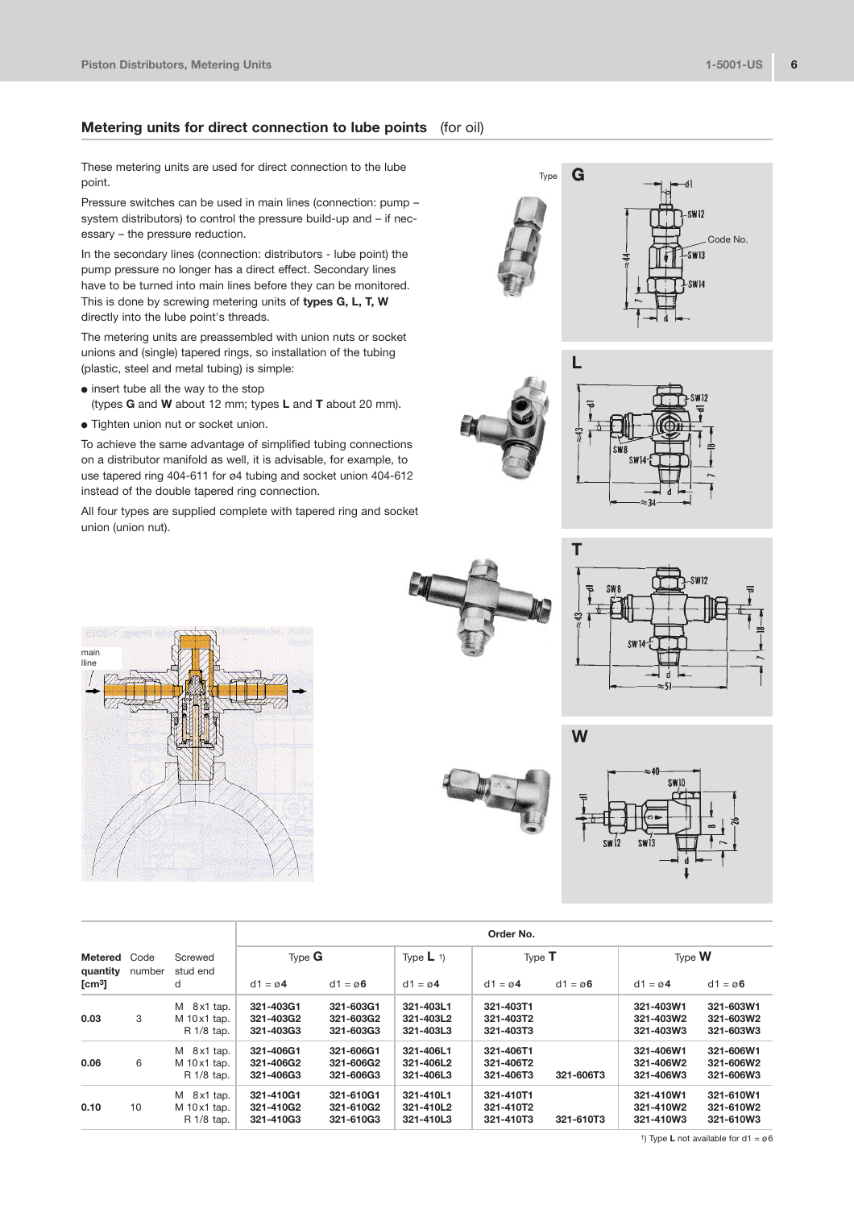## Metering units for direct connection to lube points (for oil)

These metering units are used for direct connection to the lube point.

Pressure switches can be used in main lines (connection: pump – system distributors) to control the pressure build-up and – if necessary – the pressure reduction.

In the secondary lines (connection: distributors - lube point) the pump pressure no longer has a direct effect. Secondary lines have to be turned into main lines before they can be monitored. This is done by screwing metering units of **types G, L, T, W** directly into the lube point's threads.

The metering units are preassembled with union nuts or socket unions and (single) tapered rings, so installation of the tubing (plastic, steel and metal tubing) is simple:

- insert tube all the way to the stop (types **G** and **W** about 12 mm; types **L** and **T** about 20 mm).
- Tighten union nut or socket union.

To achieve the same advantage of simplified tubing connections on a distributor manifold as well, it is advisable, for example, to use tapered ring 404-611 for ø4 tubing and socket union 404-612 instead of the double tapered ring connection.

All four types are supplied complete with tapered ring and socket union (union nut).

| Metered quantity [cm³] | Code number | Screwed stud end d | Order No. Type **G** d1 = ø4 | Type **G** d1 = ø6 | Type **L** [1] d1 = ø4 | Type **T** d1 = ø4 | Type **T** d1 = ø6 | Type **W** d1 = ø4 | Type **W** d1 = ø6 |
|---|---|---|---|---|---|---|---|---|---|
| 0.03 | 3 | M 8x1 tap. | 321-403G1 | 321-603G1 | 321-403L1 | 321-403T1 | | 321-403W1 | 321-603W1 |
| | | M 10x1 tap. | 321-403G2 | 321-603G2 | 321-403L2 | 321-403T2 | | 321-403W2 | 321-603W2 |
| | | R 1/8 tap. | 321-403G3 | 321-603G3 | 321-403L3 | 321-403T3 | | 321-403W3 | 321-603W3 |
| 0.06 | 6 | M 8x1 tap. | 321-406G1 | 321-606G1 | 321-406L1 | 321-406T1 | | 321-406W1 | 321-606W1 |
| | | M 10x1 tap. | 321-406G2 | 321-606G2 | 321-406L2 | 321-406T2 | | 321-406W2 | 321-606W2 |
| | | R 1/8 tap. | 321-406G3 | 321-606G3 | 321-406L3 | 321-406T3 | 321-606T3 | 321-406W3 | 321-606W3 |
| 0.10 | 10 | M 8x1 tap. | 321-410G1 | 321-610G1 | 321-410L1 | 321-410T1 | | 321-410W1 | 321-610W1 |
| | | M 10x1 tap. | 321-410G2 | 321-610G2 | 321-410L2 | 321-410T2 | | 321-410W2 | 321-610W2 |
| | | R 1/8 tap. | 321-410G3 | 321-610G3 | 321-410L3 | 321-410T3 | 321-610T3 | 321-410W3 | 321-610W3 |

[1] Type **L** not available for d1 = ø6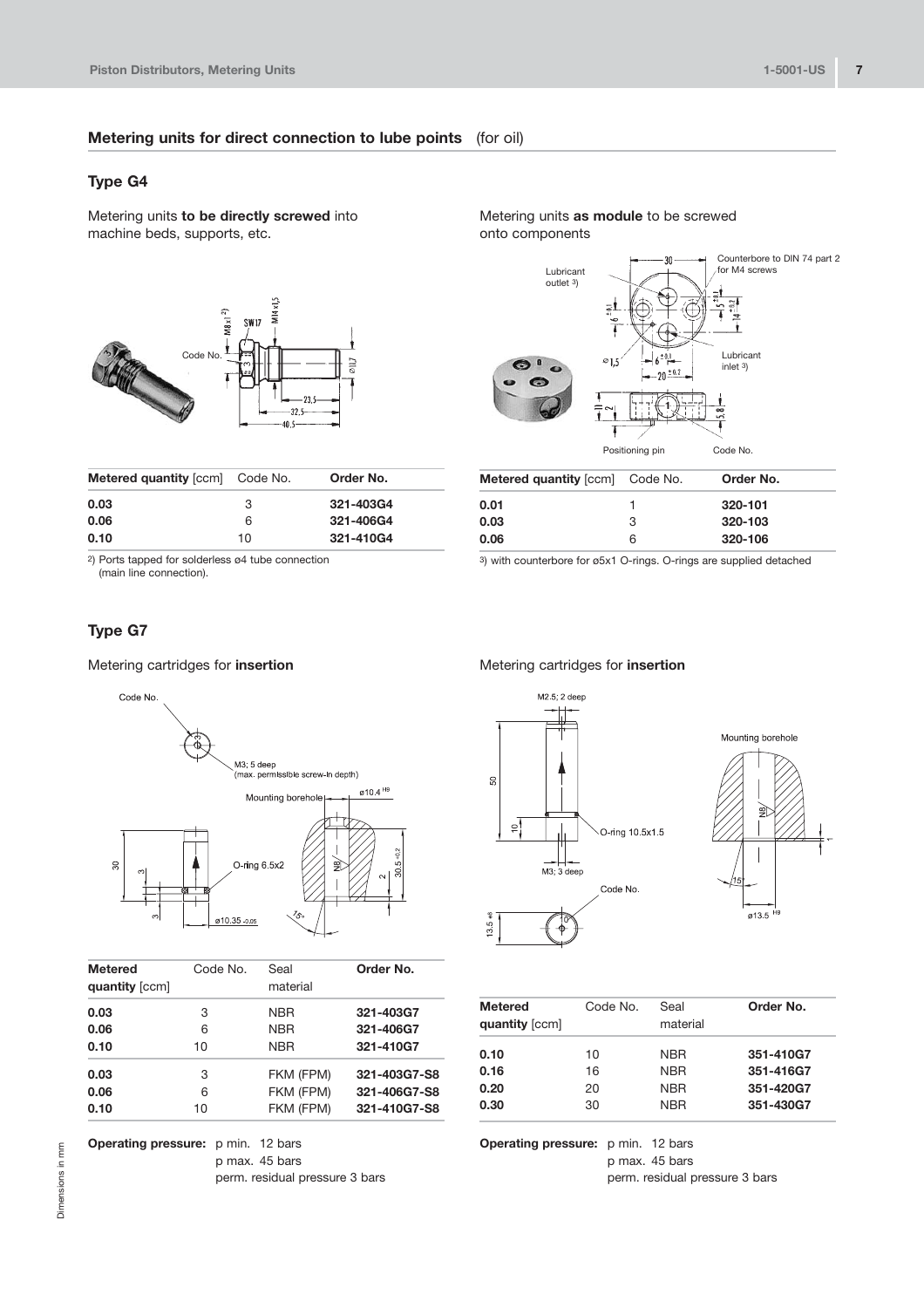## Metering units for direct connection to lube points (for oil)

### Type G4

Metering units **to be directly screwed** into machine beds, supports, etc.

| Metered quantity [ccm] | Code No. | Order No. |
|---|---|---|
| **0.03** | 3 | **321-403G4** |
| **0.06** | 6 | **321-406G4** |
| **0.10** | 10 | **321-410G4** |

2) Ports tapped for solderless ø4 tube connection (main line connection).

Metering units **as module** to be screwed onto components

| Metered quantity [ccm] | Code No. | Order No. |
|---|---|---|
| **0.01** | 1 | **320-101** |
| **0.03** | 3 | **320-103** |
| **0.06** | 6 | **320-106** |

3) with counterbore for ø5x1 O-rings. O-rings are supplied detached

### Type G7

Metering cartridges for **insertion**

| Metered quantity [ccm] | Code No. | Seal material | Order No. |
|---|---|---|---|
| **0.03** | 3 | NBR | **321-403G7** |
| **0.06** | 6 | NBR | **321-406G7** |
| **0.10** | 10 | NBR | **321-410G7** |
| **0.03** | 3 | FKM (FPM) | **321-403G7-S8** |
| **0.06** | 6 | FKM (FPM) | **321-406G7-S8** |
| **0.10** | 10 | FKM (FPM) | **321-410G7-S8** |

**Operating pressure:** p min. 12 bars
p max. 45 bars
perm. residual pressure 3 bars

Metering cartridges for **insertion**

| Metered quantity [ccm] | Code No. | Seal material | Order No. |
|---|---|---|---|
| **0.10** | 10 | NBR | **351-410G7** |
| **0.16** | 16 | NBR | **351-416G7** |
| **0.20** | 20 | NBR | **351-420G7** |
| **0.30** | 30 | NBR | **351-430G7** |

**Operating pressure:** p min. 12 bars
p max. 45 bars
perm. residual pressure 3 bars

Dimensions in mm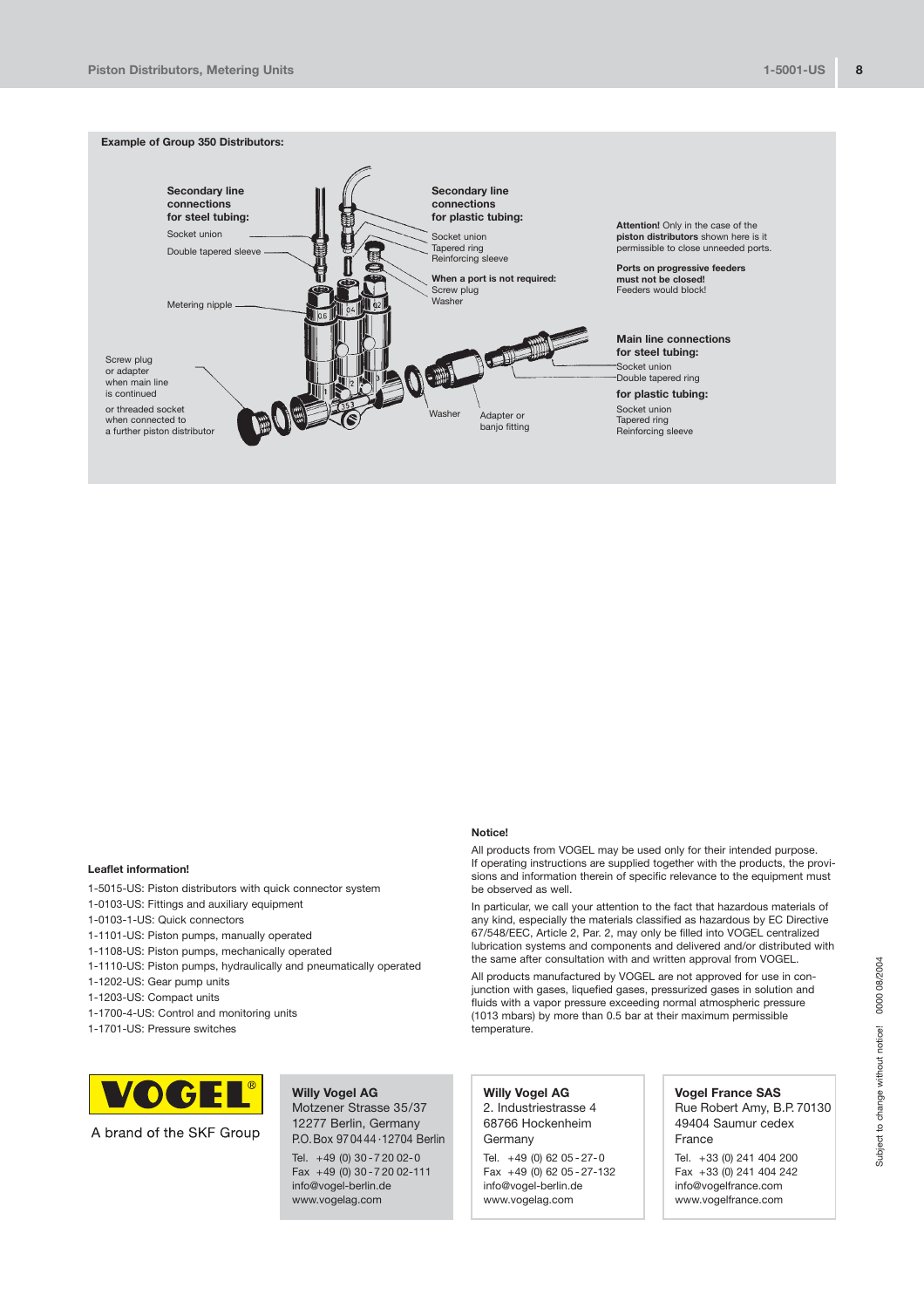**Example of Group 350 Distributors:**

**Secondary line connections for steel tubing:**
Socket union
Double tapered sleeve

Metering nipple

Screw plug or adapter when main line is continued

or threaded socket when connected to a further piston distributor

**Secondary line connections for plastic tubing:**
Socket union
Tapered ring
Reinforcing sleeve

**When a port is not required:**
Screw plug
Washer

Washer

Adapter or banjo fitting

**Attention!** Only in the case of the **piston distributors** shown here is it permissible to close unneeded ports.

**Ports on progressive feeders must not be closed!**
Feeders would block!

**Main line connections for steel tubing:**
Socket union
Double tapered ring

**for plastic tubing:**
Socket union
Tapered ring
Reinforcing sleeve

**Leaflet information!**

1-5015-US: Piston distributors with quick connector system
1-0103-US: Fittings and auxiliary equipment
1-0103-1-US: Quick connectors
1-1101-US: Piston pumps, manually operated
1-1108-US: Piston pumps, mechanically operated
1-1110-US: Piston pumps, hydraulically and pneumatically operated
1-1202-US: Gear pump units
1-1203-US: Compact units
1-1700-4-US: Control and monitoring units
1-1701-US: Pressure switches

**Notice!**

All products from VOGEL may be used only for their intended purpose. If operating instructions are supplied together with the products, the provisions and information therein of specific relevance to the equipment must be observed as well.

In particular, we call your attention to the fact that hazardous materials of any kind, especially the materials classified as hazardous by EC Directive 67/548/EEC, Article 2, Par. 2, may only be filled into VOGEL centralized lubrication systems and components and delivered and/or distributed with the same after consultation with and written approval from VOGEL.

All products manufactured by VOGEL are not approved for use in conjunction with gases, liquefied gases, pressurized gases in solution and fluids with a vapor pressure exceeding normal atmospheric pressure (1013 mbars) by more than 0.5 bar at their maximum permissible temperature.

VOGEL®
A brand of the SKF Group

**Willy Vogel AG**
Motzener Strasse 35/37
12277 Berlin, Germany
P.O. Box 97 04 44 · 12704 Berlin
Tel. +49 (0) 30 - 7 20 02 - 0
Fax +49 (0) 30 - 7 20 02 - 111
info@vogel-berlin.de
www.vogelag.com

**Willy Vogel AG**
2. Industriestrasse 4
68766 Hockenheim
Germany
Tel. +49 (0) 62 05 - 27 - 0
Fax +49 (0) 62 05 - 27 - 132
info@vogel-berlin.de
www.vogelag.com

**Vogel France SAS**
Rue Robert Amy, B.P. 70130
49404 Saumur cedex
France
Tel. +33 (0) 241 404 200
Fax +33 (0) 241 404 242
info@vogelfrance.com
www.vogelfrance.com

Subject to change without notice! 0000 08/2004